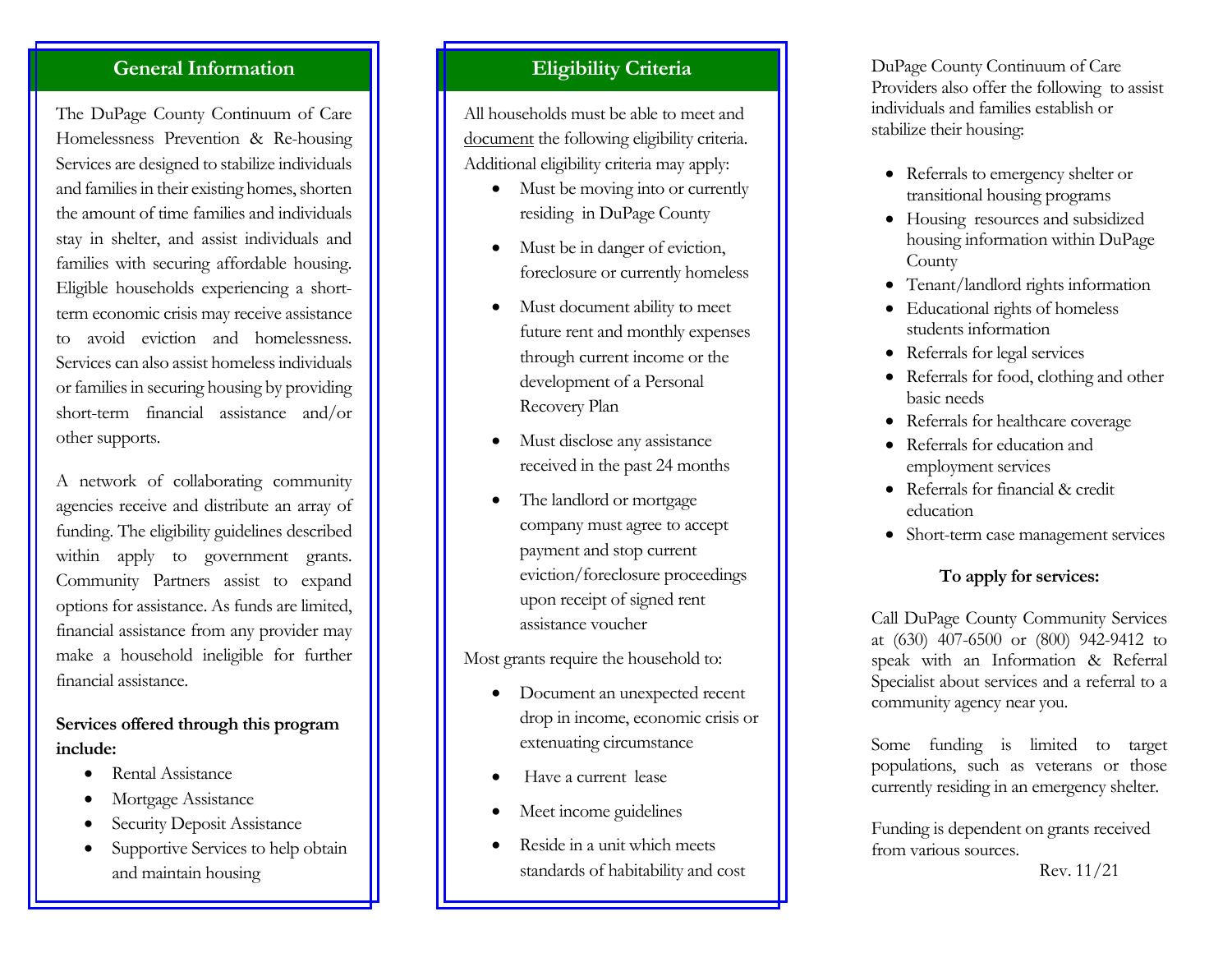## General Information

The DuPage County Continuum of Care Homelessness Prevention & Re-housing Services are designed to stabilize individuals and families in their existing homes, shorten the amount of time families and individuals stay in shelter, and assist individuals and families with securing affordable housing. Eligible households experiencing a short-term economic crisis may receive assistance to avoid eviction and homelessness. Services can also assist homeless individuals or families in securing housing by providing short-term financial assistance and/or other supports.

A network of collaborating community agencies receive and distribute an array of funding. The eligibility guidelines described within apply to government grants. Community Partners assist to expand options for assistance. As funds are limited, financial assistance from any provider may make a household ineligible for further financial assistance.

**Services offered through this program include:**

- Rental Assistance
- Mortgage Assistance
- Security Deposit Assistance
- Supportive Services to help obtain and maintain housing

## Eligibility Criteria

All households must be able to meet and document the following eligibility criteria. Additional eligibility criteria may apply:

- Must be moving into or currently residing in DuPage County
- Must be in danger of eviction, foreclosure or currently homeless
- Must document ability to meet future rent and monthly expenses through current income or the development of a Personal Recovery Plan
- Must disclose any assistance received in the past 24 months
- The landlord or mortgage company must agree to accept payment and stop current eviction/foreclosure proceedings upon receipt of signed rent assistance voucher

Most grants require the household to:

- Document an unexpected recent drop in income, economic crisis or extenuating circumstance
- Have a current lease
- Meet income guidelines
- Reside in a unit which meets standards of habitability and cost

DuPage County Continuum of Care Providers also offer the following to assist individuals and families establish or stabilize their housing:

- Referrals to emergency shelter or transitional housing programs
- Housing resources and subsidized housing information within DuPage County
- Tenant/landlord rights information
- Educational rights of homeless students information
- Referrals for legal services
- Referrals for food, clothing and other basic needs
- Referrals for healthcare coverage
- Referrals for education and employment services
- Referrals for financial & credit education
- Short-term case management services

**To apply for services:**

Call DuPage County Community Services at (630) 407-6500 or (800) 942-9412 to speak with an Information & Referral Specialist about services and a referral to a community agency near you.

Some funding is limited to target populations, such as veterans or those currently residing in an emergency shelter.

Funding is dependent on grants received from various sources.

Rev. 11/21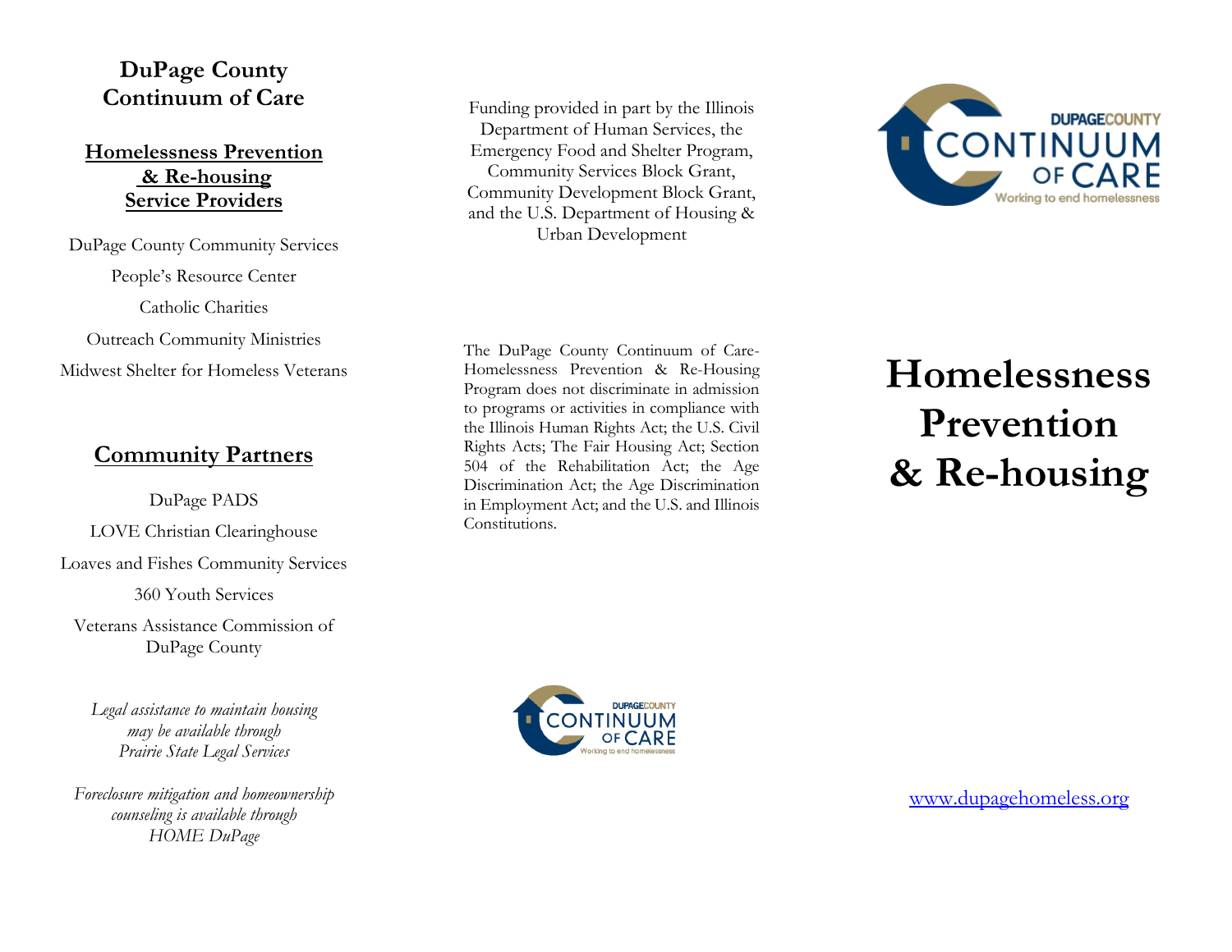# DuPage County Continuum of Care

## Homelessness Prevention & Re-housing Service Providers

DuPage County Community Services

People's Resource Center

Catholic Charities

Outreach Community Ministries

Midwest Shelter for Homeless Veterans

## Community Partners

DuPage PADS

LOVE Christian Clearinghouse

Loaves and Fishes Community Services

360 Youth Services

Veterans Assistance Commission of DuPage County

*Legal assistance to maintain housing may be available through Prairie State Legal Services*

*Foreclosure mitigation and homeownership counseling is available through HOME DuPage*

Funding provided in part by the Illinois Department of Human Services, the Emergency Food and Shelter Program, Community Services Block Grant, Community Development Block Grant, and the U.S. Department of Housing & Urban Development

The DuPage County Continuum of Care-Homelessness Prevention & Re-Housing Program does not discriminate in admission to programs or activities in compliance with the Illinois Human Rights Act; the U.S. Civil Rights Acts; The Fair Housing Act; Section 504 of the Rehabilitation Act; the Age Discrimination Act; the Age Discrimination in Employment Act; and the U.S. and Illinois Constitutions.

DUPAGECOUNTY CONTINUUM OF CARE
Working to end homelessness

# Homelessness Prevention & Re-housing

www.dupagehomeless.org